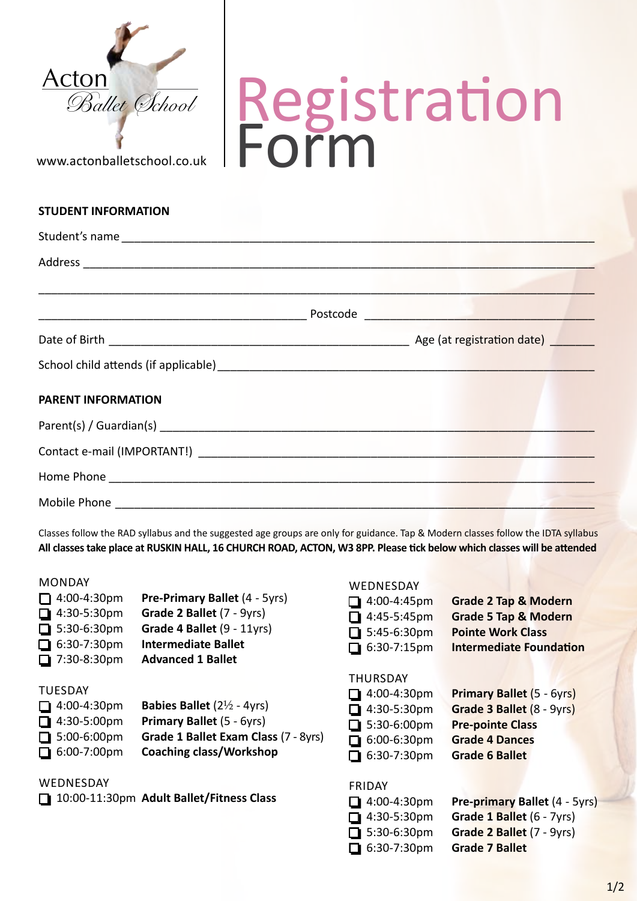Acton Ballet School

www.actonballetschool.co.uk

# Registration Form

## STUDENT INFORMATION

Student's name ____________________________________________

Address ____________________________________________

____________________________________________

____________________________ Postcode ____________________

Date of Birth ____________________________ Age (at registration date) ______

School child attends (if applicable) ____________________________________________

## PARENT INFORMATION

Parent(s) / Guardian(s) ____________________________________________

Contact e-mail (IMPORTANT!) ____________________________________________

Home Phone ____________________________________________

Mobile Phone ____________________________________________

Classes follow the RAD syllabus and the suggested age groups are only for guidance. Tap & Modern classes follow the IDTA syllabus
**All classes take place at RUSKIN HALL, 16 CHURCH ROAD, ACTON, W3 8PP. Please tick below which classes will be attended**

MONDAY

- ☐ 4:00-4:30pm **Pre-Primary Ballet** (4 - 5yrs)
- ☐ 4:30-5:30pm **Grade 2 Ballet** (7 - 9yrs)
- ☐ 5:30-6:30pm **Grade 4 Ballet** (9 - 11yrs)
- ☐ 6:30-7:30pm **Intermediate Ballet**
- ☐ 7:30-8:30pm **Advanced 1 Ballet**

TUESDAY

- ☐ 4:00-4:30pm **Babies Ballet** (2½ - 4yrs)
- ☐ 4:30-5:00pm **Primary Ballet** (5 - 6yrs)
- ☐ 5:00-6:00pm **Grade 1 Ballet Exam Class** (7 - 8yrs)
- ☐ 6:00-7:00pm **Coaching class/Workshop**

WEDNESDAY

- ☐ 10:00-11:30pm **Adult Ballet/Fitness Class**

WEDNESDAY

- ☐ 4:00-4:45pm **Grade 2 Tap & Modern**
- ☐ 4:45-5:45pm **Grade 5 Tap & Modern**
- ☐ 5:45-6:30pm **Pointe Work Class**
- ☐ 6:30-7:15pm **Intermediate Foundation**

THURSDAY

- ☐ 4:00-4:30pm **Primary Ballet** (5 - 6yrs)
- ☐ 4:30-5:30pm **Grade 3 Ballet** (8 - 9yrs)
- ☐ 5:30-6:00pm **Pre-pointe Class**
- ☐ 6:00-6:30pm **Grade 4 Dances**
- ☐ 6:30-7:30pm **Grade 6 Ballet**

FRIDAY

- ☐ 4:00-4:30pm **Pre-primary Ballet** (4 - 5yrs)
- ☐ 4:30-5:30pm **Grade 1 Ballet** (6 - 7yrs)
- ☐ 5:30-6:30pm **Grade 2 Ballet** (7 - 9yrs)
- ☐ 6:30-7:30pm **Grade 7 Ballet**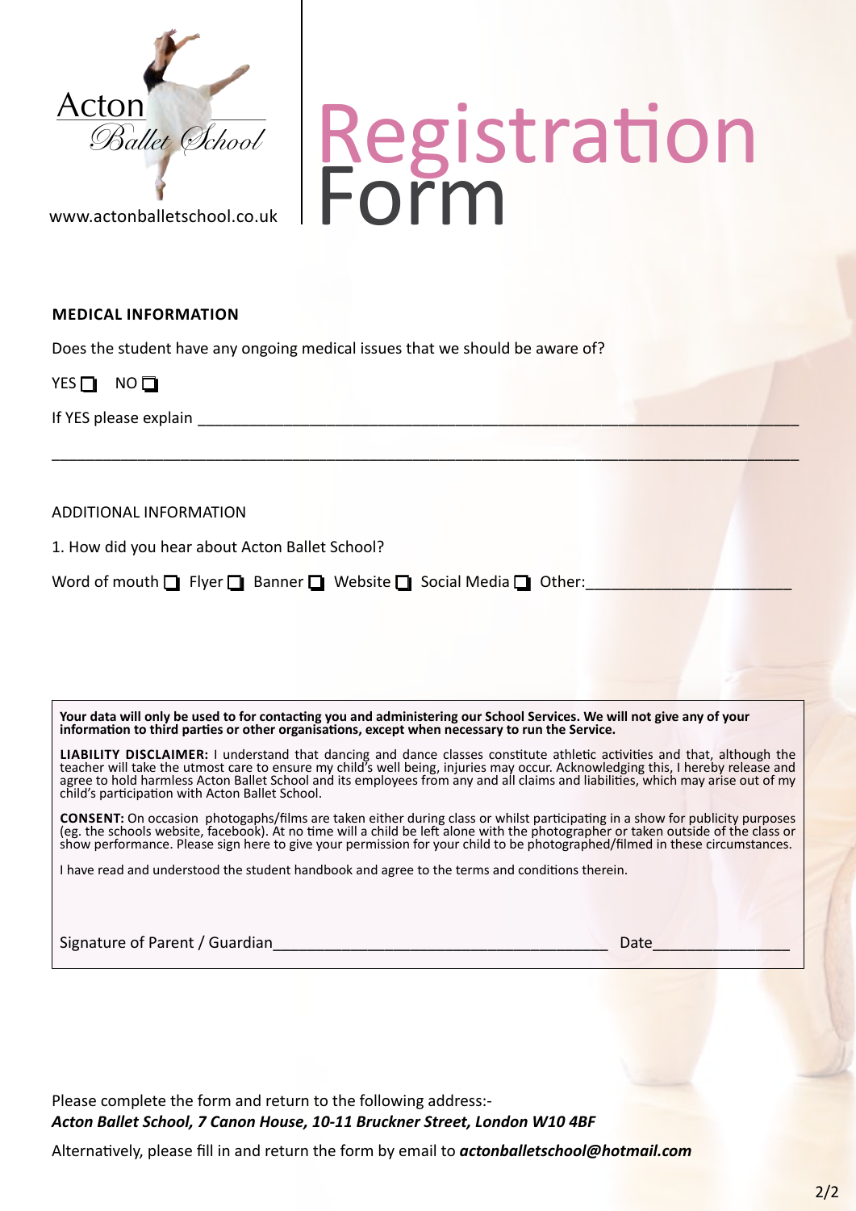Acton
Ballet School

www.actonballetschool.co.uk

# Registration Form

**MEDICAL INFORMATION**

Does the student have any ongoing medical issues that we should be aware of?

YES ☐ NO ☐

If YES please explain ______________________________________________________________________

______________________________________________________________________________________

ADDITIONAL INFORMATION

1. How did you hear about Acton Ballet School?

Word of mouth ☐ Flyer ☐ Banner ☐ Website ☐ Social Media ☐ Other:________________________

**Your data will only be used to for contacting you and administering our School Services. We will not give any of your information to third parties or other organisations, except when necessary to run the Service.**

**LIABILITY DISCLAIMER:** I understand that dancing and dance classes constitute athletic activities and that, although the teacher will take the utmost care to ensure my child's well being, injuries may occur. Acknowledging this, I hereby release and agree to hold harmless Acton Ballet School and its employees from any and all claims and liabilities, which may arise out of my child's participation with Acton Ballet School.

**CONSENT:** On occasion photogaphs/films are taken either during class or whilst participating in a show for publicity purposes (eg. the schools website, facebook). At no time will a child be left alone with the photographer or taken outside of the class or show performance. Please sign here to give your permission for your child to be photographed/filmed in these circumstances.

I have read and understood the student handbook and agree to the terms and conditions therein.

Signature of Parent / Guardian______________________________________ Date________________

Please complete the form and return to the following address:-
***Acton Ballet School, 7 Canon House, 10-11 Bruckner Street, London W10 4BF***

Alternatively, please fill in and return the form by email to ***actonballetschool@hotmail.com***